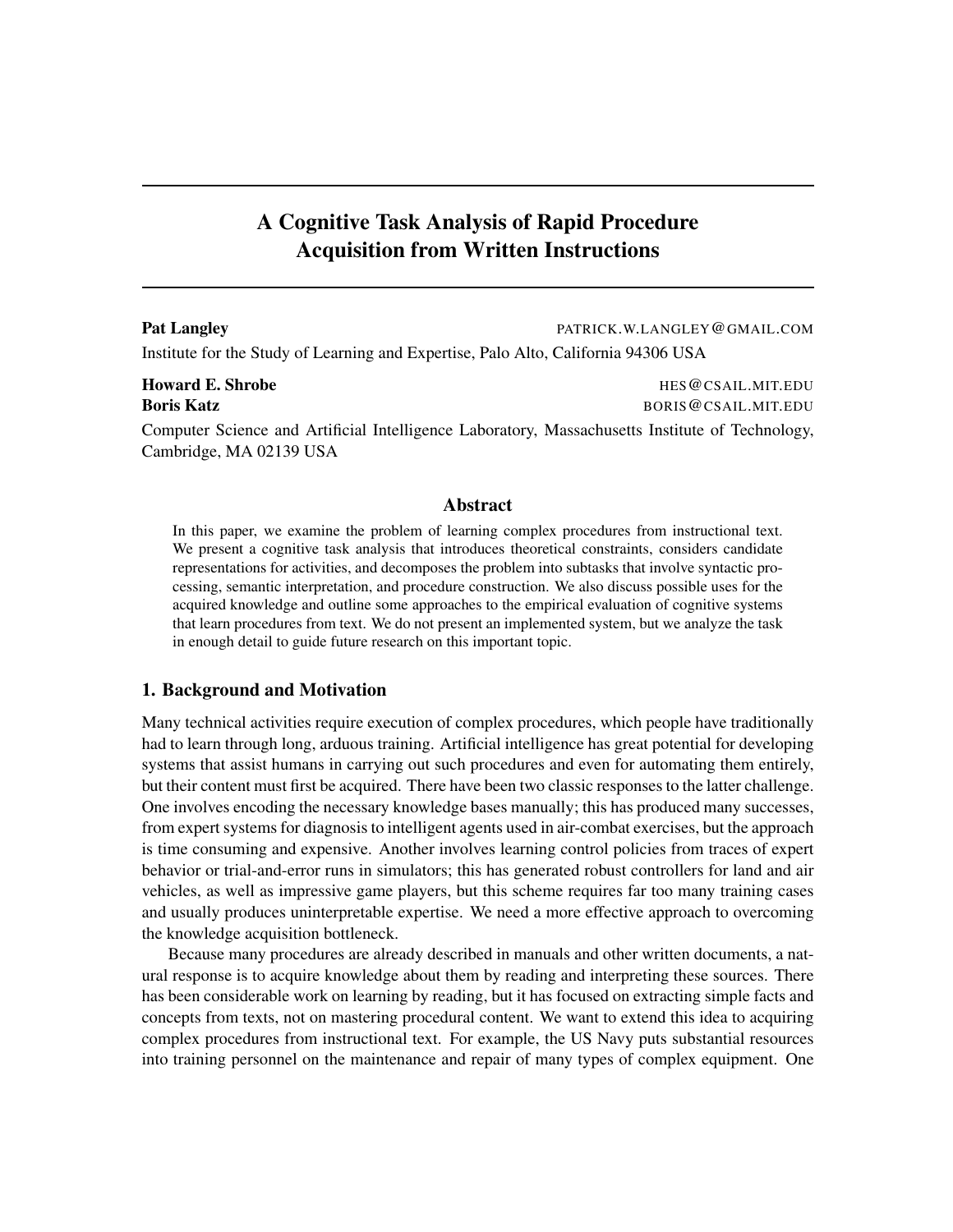# A Cognitive Task Analysis of Rapid Procedure Acquisition from Written Instructions

**Pat Langley** PATRICK.W.LANGLEY@GMAIL.COM

Institute for the Study of Learning and Expertise, Palo Alto, California 94306 USA

**Howard E. Shrobe** HES@CSAIL.MIT.EDU

**Boris Katz** BORIS@CSAIL.MIT.EDU

Computer Science and Artificial Intelligence Laboratory, Massachusetts Institute of Technology, Cambridge, MA 02139 USA

## Abstract

In this paper, we examine the problem of learning complex procedures from instructional text. We present a cognitive task analysis that introduces theoretical constraints, considers candidate representations for activities, and decomposes the problem into subtasks that involve syntactic processing, semantic interpretation, and procedure construction. We also discuss possible uses for the acquired knowledge and outline some approaches to the empirical evaluation of cognitive systems that learn procedures from text. We do not present an implemented system, but we analyze the task in enough detail to guide future research on this important topic.

## 1. Background and Motivation

Many technical activities require execution of complex procedures, which people have traditionally had to learn through long, arduous training. Artificial intelligence has great potential for developing systems that assist humans in carrying out such procedures and even for automating them entirely, but their content must first be acquired. There have been two classic responses to the latter challenge. One involves encoding the necessary knowledge bases manually; this has produced many successes, from expert systems for diagnosis to intelligent agents used in air-combat exercises, but the approach is time consuming and expensive. Another involves learning control policies from traces of expert behavior or trial-and-error runs in simulators; this has generated robust controllers for land and air vehicles, as well as impressive game players, but this scheme requires far too many training cases and usually produces uninterpretable expertise. We need a more effective approach to overcoming the knowledge acquisition bottleneck.

Because many procedures are already described in manuals and other written documents, a natural response is to acquire knowledge about them by reading and interpreting these sources. There has been considerable work on learning by reading, but it has focused on extracting simple facts and concepts from texts, not on mastering procedural content. We want to extend this idea to acquiring complex procedures from instructional text. For example, the US Navy puts substantial resources into training personnel on the maintenance and repair of many types of complex equipment. One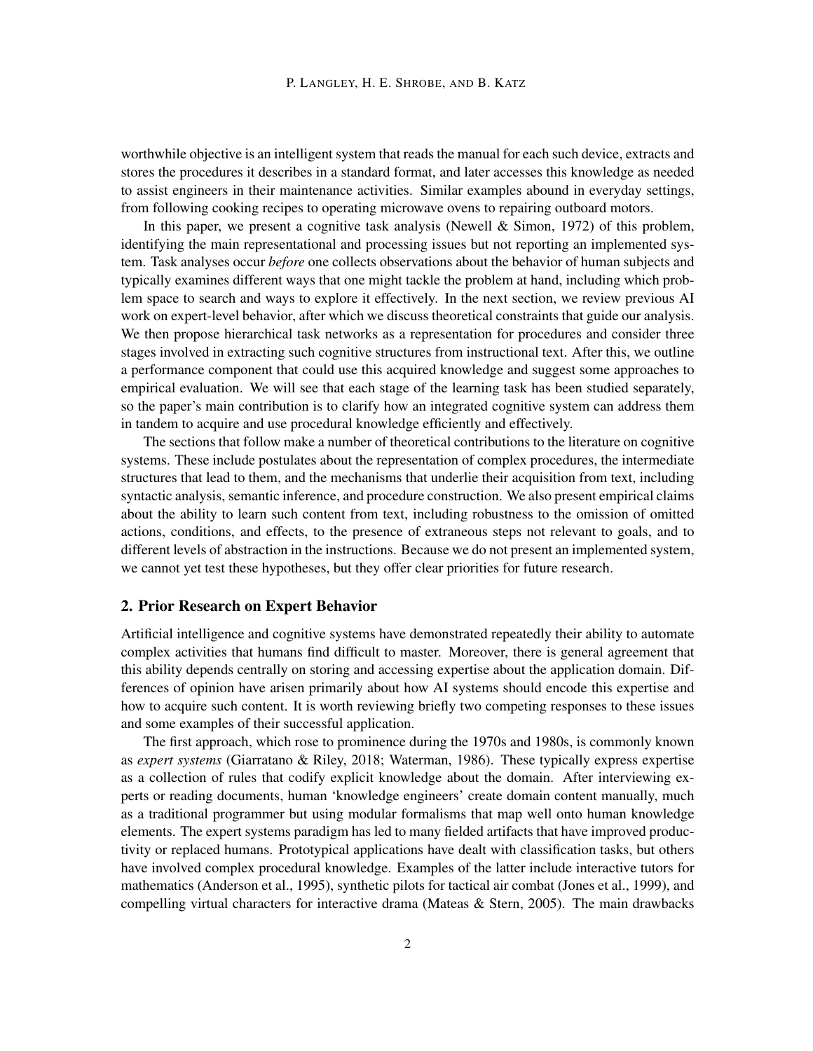worthwhile objective is an intelligent system that reads the manual for each such device, extracts and stores the procedures it describes in a standard format, and later accesses this knowledge as needed to assist engineers in their maintenance activities. Similar examples abound in everyday settings, from following cooking recipes to operating microwave ovens to repairing outboard motors.

In this paper, we present a cognitive task analysis (Newell & Simon, 1972) of this problem, identifying the main representational and processing issues but not reporting an implemented system. Task analyses occur *before* one collects observations about the behavior of human subjects and typically examines different ways that one might tackle the problem at hand, including which problem space to search and ways to explore it effectively. In the next section, we review previous AI work on expert-level behavior, after which we discuss theoretical constraints that guide our analysis. We then propose hierarchical task networks as a representation for procedures and consider three stages involved in extracting such cognitive structures from instructional text. After this, we outline a performance component that could use this acquired knowledge and suggest some approaches to empirical evaluation. We will see that each stage of the learning task has been studied separately, so the paper's main contribution is to clarify how an integrated cognitive system can address them in tandem to acquire and use procedural knowledge efficiently and effectively.

The sections that follow make a number of theoretical contributions to the literature on cognitive systems. These include postulates about the representation of complex procedures, the intermediate structures that lead to them, and the mechanisms that underlie their acquisition from text, including syntactic analysis, semantic inference, and procedure construction. We also present empirical claims about the ability to learn such content from text, including robustness to the omission of omitted actions, conditions, and effects, to the presence of extraneous steps not relevant to goals, and to different levels of abstraction in the instructions. Because we do not present an implemented system, we cannot yet test these hypotheses, but they offer clear priorities for future research.

## 2. Prior Research on Expert Behavior

Artificial intelligence and cognitive systems have demonstrated repeatedly their ability to automate complex activities that humans find difficult to master. Moreover, there is general agreement that this ability depends centrally on storing and accessing expertise about the application domain. Differences of opinion have arisen primarily about how AI systems should encode this expertise and how to acquire such content. It is worth reviewing briefly two competing responses to these issues and some examples of their successful application.

The first approach, which rose to prominence during the 1970s and 1980s, is commonly known as *expert systems* (Giarratano & Riley, 2018; Waterman, 1986). These typically express expertise as a collection of rules that codify explicit knowledge about the domain. After interviewing experts or reading documents, human 'knowledge engineers' create domain content manually, much as a traditional programmer but using modular formalisms that map well onto human knowledge elements. The expert systems paradigm has led to many fielded artifacts that have improved productivity or replaced humans. Prototypical applications have dealt with classification tasks, but others have involved complex procedural knowledge. Examples of the latter include interactive tutors for mathematics (Anderson et al., 1995), synthetic pilots for tactical air combat (Jones et al., 1999), and compelling virtual characters for interactive drama (Mateas & Stern, 2005). The main drawbacks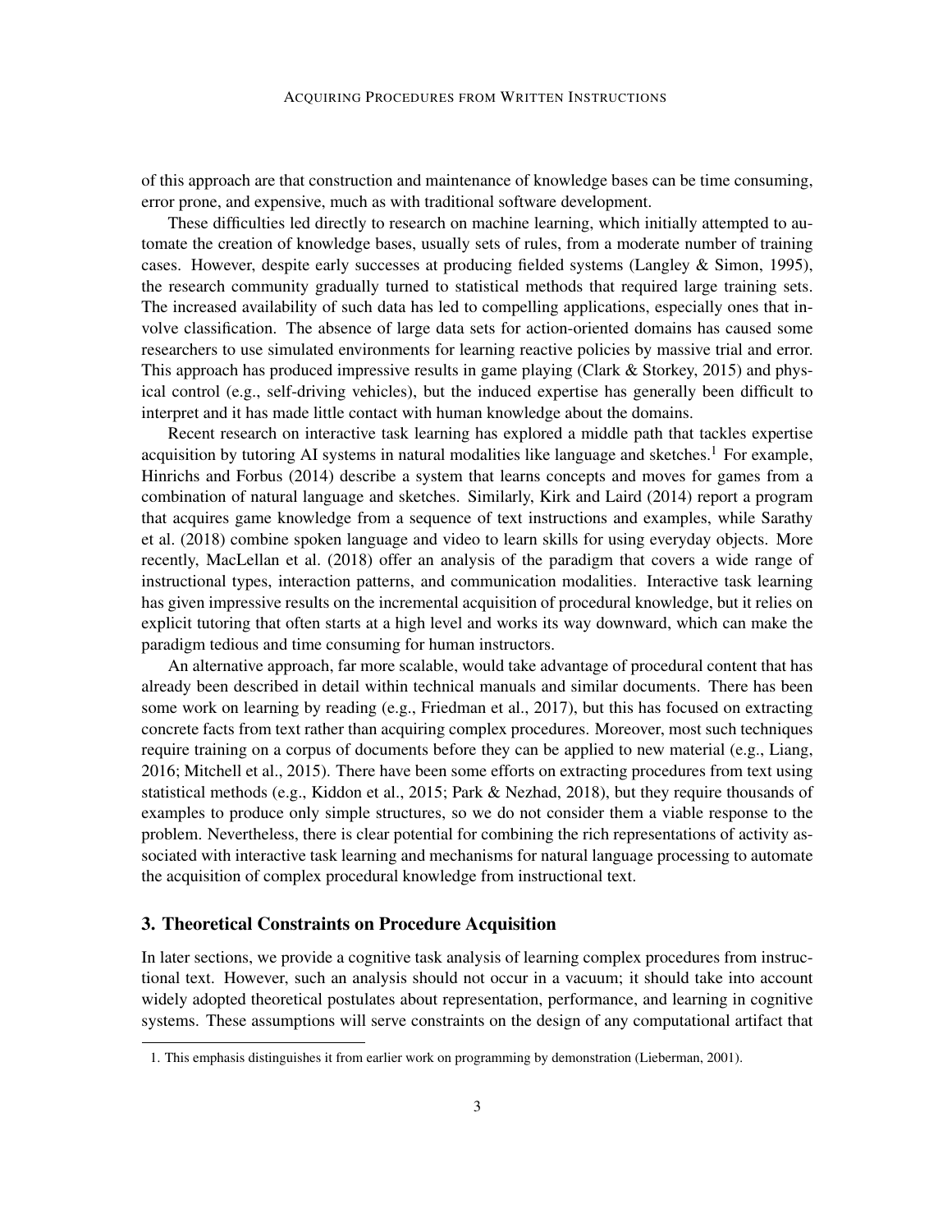of this approach are that construction and maintenance of knowledge bases can be time consuming, error prone, and expensive, much as with traditional software development.

These difficulties led directly to research on machine learning, which initially attempted to automate the creation of knowledge bases, usually sets of rules, from a moderate number of training cases. However, despite early successes at producing fielded systems (Langley & Simon, 1995), the research community gradually turned to statistical methods that required large training sets. The increased availability of such data has led to compelling applications, especially ones that involve classification. The absence of large data sets for action-oriented domains has caused some researchers to use simulated environments for learning reactive policies by massive trial and error. This approach has produced impressive results in game playing (Clark & Storkey, 2015) and physical control (e.g., self-driving vehicles), but the induced expertise has generally been difficult to interpret and it has made little contact with human knowledge about the domains.

Recent research on interactive task learning has explored a middle path that tackles expertise acquisition by tutoring AI systems in natural modalities like language and sketches.[1] For example, Hinrichs and Forbus (2014) describe a system that learns concepts and moves for games from a combination of natural language and sketches. Similarly, Kirk and Laird (2014) report a program that acquires game knowledge from a sequence of text instructions and examples, while Sarathy et al. (2018) combine spoken language and video to learn skills for using everyday objects. More recently, MacLellan et al. (2018) offer an analysis of the paradigm that covers a wide range of instructional types, interaction patterns, and communication modalities. Interactive task learning has given impressive results on the incremental acquisition of procedural knowledge, but it relies on explicit tutoring that often starts at a high level and works its way downward, which can make the paradigm tedious and time consuming for human instructors.

An alternative approach, far more scalable, would take advantage of procedural content that has already been described in detail within technical manuals and similar documents. There has been some work on learning by reading (e.g., Friedman et al., 2017), but this has focused on extracting concrete facts from text rather than acquiring complex procedures. Moreover, most such techniques require training on a corpus of documents before they can be applied to new material (e.g., Liang, 2016; Mitchell et al., 2015). There have been some efforts on extracting procedures from text using statistical methods (e.g., Kiddon et al., 2015; Park & Nezhad, 2018), but they require thousands of examples to produce only simple structures, so we do not consider them a viable response to the problem. Nevertheless, there is clear potential for combining the rich representations of activity associated with interactive task learning and mechanisms for natural language processing to automate the acquisition of complex procedural knowledge from instructional text.

## 3. Theoretical Constraints on Procedure Acquisition

In later sections, we provide a cognitive task analysis of learning complex procedures from instructional text. However, such an analysis should not occur in a vacuum; it should take into account widely adopted theoretical postulates about representation, performance, and learning in cognitive systems. These assumptions will serve constraints on the design of any computational artifact that

---

1. This emphasis distinguishes it from earlier work on programming by demonstration (Lieberman, 2001).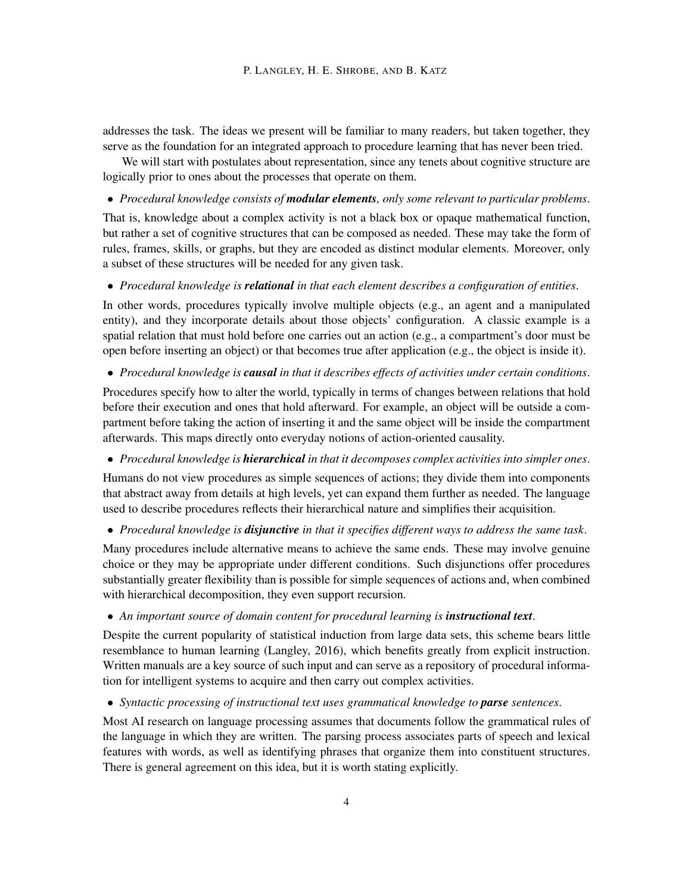addresses the task. The ideas we present will be familiar to many readers, but taken together, they serve as the foundation for an integrated approach to procedure learning that has never been tried.

We will start with postulates about representation, since any tenets about cognitive structure are logically prior to ones about the processes that operate on them.

- *Procedural knowledge consists of **modular elements**, only some relevant to particular problems.*

That is, knowledge about a complex activity is not a black box or opaque mathematical function, but rather a set of cognitive structures that can be composed as needed. These may take the form of rules, frames, skills, or graphs, but they are encoded as distinct modular elements. Moreover, only a subset of these structures will be needed for any given task.

- *Procedural knowledge is **relational** in that each element describes a configuration of entities.*

In other words, procedures typically involve multiple objects (e.g., an agent and a manipulated entity), and they incorporate details about those objects' configuration. A classic example is a spatial relation that must hold before one carries out an action (e.g., a compartment's door must be open before inserting an object) or that becomes true after application (e.g., the object is inside it).

- *Procedural knowledge is **causal** in that it describes effects of activities under certain conditions.*

Procedures specify how to alter the world, typically in terms of changes between relations that hold before their execution and ones that hold afterward. For example, an object will be outside a compartment before taking the action of inserting it and the same object will be inside the compartment afterwards. This maps directly onto everyday notions of action-oriented causality.

- *Procedural knowledge is **hierarchical** in that it decomposes complex activities into simpler ones.*

Humans do not view procedures as simple sequences of actions; they divide them into components that abstract away from details at high levels, yet can expand them further as needed. The language used to describe procedures reflects their hierarchical nature and simplifies their acquisition.

- *Procedural knowledge is **disjunctive** in that it specifies different ways to address the same task.*

Many procedures include alternative means to achieve the same ends. These may involve genuine choice or they may be appropriate under different conditions. Such disjunctions offer procedures substantially greater flexibility than is possible for simple sequences of actions and, when combined with hierarchical decomposition, they even support recursion.

- *An important source of domain content for procedural learning is **instructional text**.*

Despite the current popularity of statistical induction from large data sets, this scheme bears little resemblance to human learning (Langley, 2016), which benefits greatly from explicit instruction. Written manuals are a key source of such input and can serve as a repository of procedural information for intelligent systems to acquire and then carry out complex activities.

- *Syntactic processing of instructional text uses grammatical knowledge to **parse** sentences.*

Most AI research on language processing assumes that documents follow the grammatical rules of the language in which they are written. The parsing process associates parts of speech and lexical features with words, as well as identifying phrases that organize them into constituent structures. There is general agreement on this idea, but it is worth stating explicitly.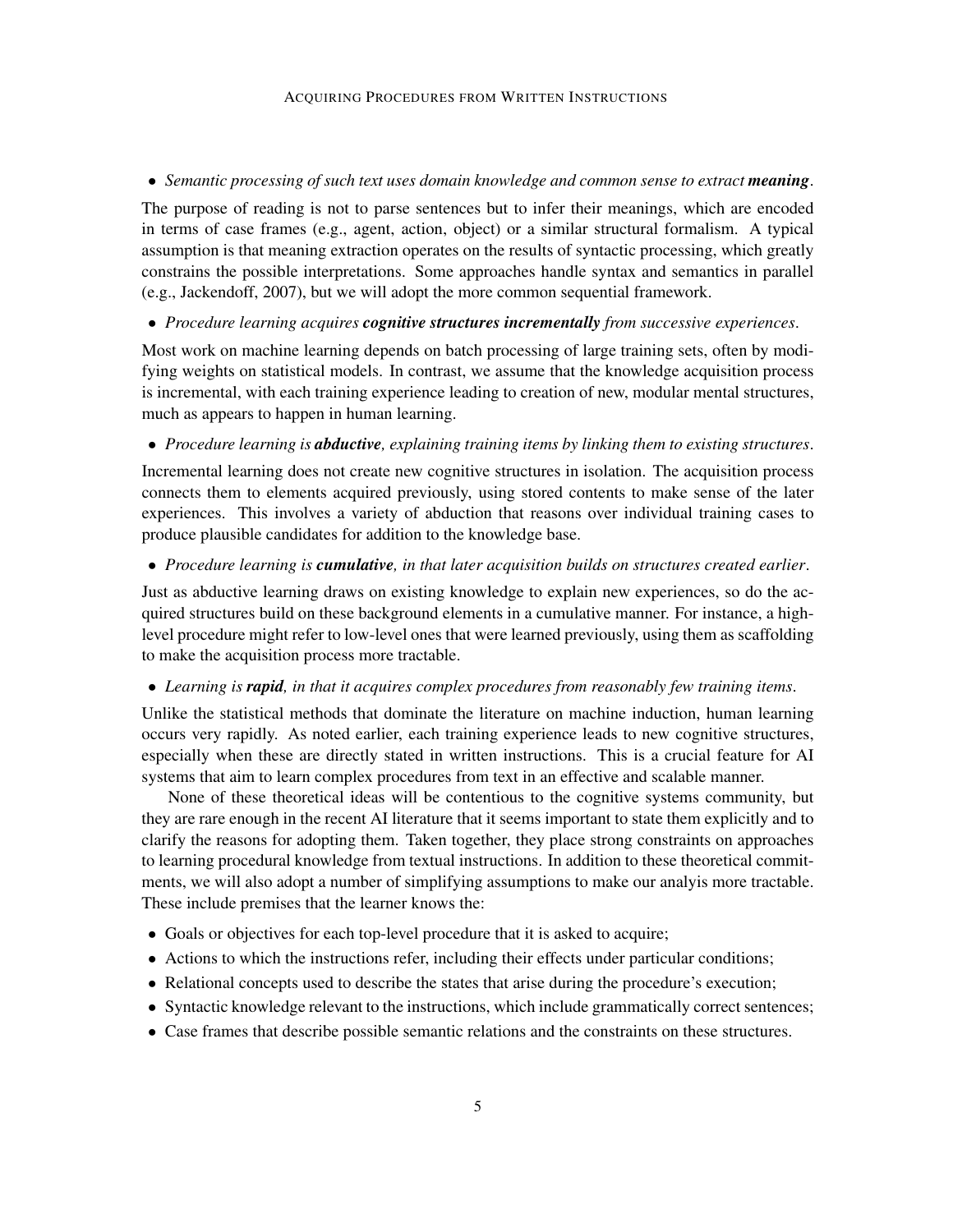- *Semantic processing of such text uses domain knowledge and common sense to extract* ***meaning****.*

The purpose of reading is not to parse sentences but to infer their meanings, which are encoded in terms of case frames (e.g., agent, action, object) or a similar structural formalism. A typical assumption is that meaning extraction operates on the results of syntactic processing, which greatly constrains the possible interpretations. Some approaches handle syntax and semantics in parallel (e.g., Jackendoff, 2007), but we will adopt the more common sequential framework.

- *Procedure learning acquires* ***cognitive structures incrementally*** *from successive experiences.*

Most work on machine learning depends on batch processing of large training sets, often by modifying weights on statistical models. In contrast, we assume that the knowledge acquisition process is incremental, with each training experience leading to creation of new, modular mental structures, much as appears to happen in human learning.

- *Procedure learning is* ***abductive****, explaining training items by linking them to existing structures.*

Incremental learning does not create new cognitive structures in isolation. The acquisition process connects them to elements acquired previously, using stored contents to make sense of the later experiences. This involves a variety of abduction that reasons over individual training cases to produce plausible candidates for addition to the knowledge base.

- *Procedure learning is* ***cumulative****, in that later acquisition builds on structures created earlier.*

Just as abductive learning draws on existing knowledge to explain new experiences, so do the acquired structures build on these background elements in a cumulative manner. For instance, a high-level procedure might refer to low-level ones that were learned previously, using them as scaffolding to make the acquisition process more tractable.

- *Learning is* ***rapid****, in that it acquires complex procedures from reasonably few training items.*

Unlike the statistical methods that dominate the literature on machine induction, human learning occurs very rapidly. As noted earlier, each training experience leads to new cognitive structures, especially when these are directly stated in written instructions. This is a crucial feature for AI systems that aim to learn complex procedures from text in an effective and scalable manner.

None of these theoretical ideas will be contentious to the cognitive systems community, but they are rare enough in the recent AI literature that it seems important to state them explicitly and to clarify the reasons for adopting them. Taken together, they place strong constraints on approaches to learning procedural knowledge from textual instructions. In addition to these theoretical commitments, we will also adopt a number of simplifying assumptions to make our analyis more tractable. These include premises that the learner knows the:

- Goals or objectives for each top-level procedure that it is asked to acquire;
- Actions to which the instructions refer, including their effects under particular conditions;
- Relational concepts used to describe the states that arise during the procedure's execution;
- Syntactic knowledge relevant to the instructions, which include grammatically correct sentences;
- Case frames that describe possible semantic relations and the constraints on these structures.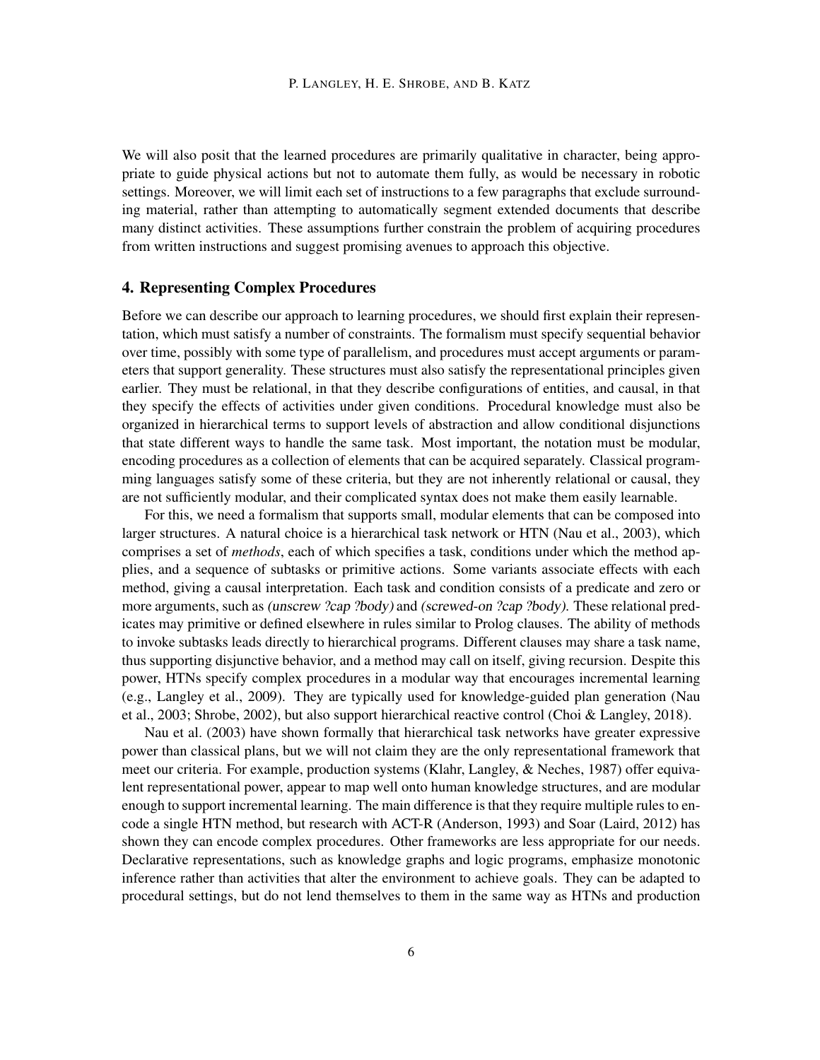We will also posit that the learned procedures are primarily qualitative in character, being appropriate to guide physical actions but not to automate them fully, as would be necessary in robotic settings. Moreover, we will limit each set of instructions to a few paragraphs that exclude surrounding material, rather than attempting to automatically segment extended documents that describe many distinct activities. These assumptions further constrain the problem of acquiring procedures from written instructions and suggest promising avenues to approach this objective.

## 4. Representing Complex Procedures

Before we can describe our approach to learning procedures, we should first explain their representation, which must satisfy a number of constraints. The formalism must specify sequential behavior over time, possibly with some type of parallelism, and procedures must accept arguments or parameters that support generality. These structures must also satisfy the representational principles given earlier. They must be relational, in that they describe configurations of entities, and causal, in that they specify the effects of activities under given conditions. Procedural knowledge must also be organized in hierarchical terms to support levels of abstraction and allow conditional disjunctions that state different ways to handle the same task. Most important, the notation must be modular, encoding procedures as a collection of elements that can be acquired separately. Classical programming languages satisfy some of these criteria, but they are not inherently relational or causal, they are not sufficiently modular, and their complicated syntax does not make them easily learnable.

For this, we need a formalism that supports small, modular elements that can be composed into larger structures. A natural choice is a hierarchical task network or HTN (Nau et al., 2003), which comprises a set of *methods*, each of which specifies a task, conditions under which the method applies, and a sequence of subtasks or primitive actions. Some variants associate effects with each method, giving a causal interpretation. Each task and condition consists of a predicate and zero or more arguments, such as *(unscrew ?cap ?body)* and *(screwed-on ?cap ?body)*. These relational predicates may primitive or defined elsewhere in rules similar to Prolog clauses. The ability of methods to invoke subtasks leads directly to hierarchical programs. Different clauses may share a task name, thus supporting disjunctive behavior, and a method may call on itself, giving recursion. Despite this power, HTNs specify complex procedures in a modular way that encourages incremental learning (e.g., Langley et al., 2009). They are typically used for knowledge-guided plan generation (Nau et al., 2003; Shrobe, 2002), but also support hierarchical reactive control (Choi & Langley, 2018).

Nau et al. (2003) have shown formally that hierarchical task networks have greater expressive power than classical plans, but we will not claim they are the only representational framework that meet our criteria. For example, production systems (Klahr, Langley, & Neches, 1987) offer equivalent representational power, appear to map well onto human knowledge structures, and are modular enough to support incremental learning. The main difference is that they require multiple rules to encode a single HTN method, but research with ACT-R (Anderson, 1993) and Soar (Laird, 2012) has shown they can encode complex procedures. Other frameworks are less appropriate for our needs. Declarative representations, such as knowledge graphs and logic programs, emphasize monotonic inference rather than activities that alter the environment to achieve goals. They can be adapted to procedural settings, but do not lend themselves to them in the same way as HTNs and production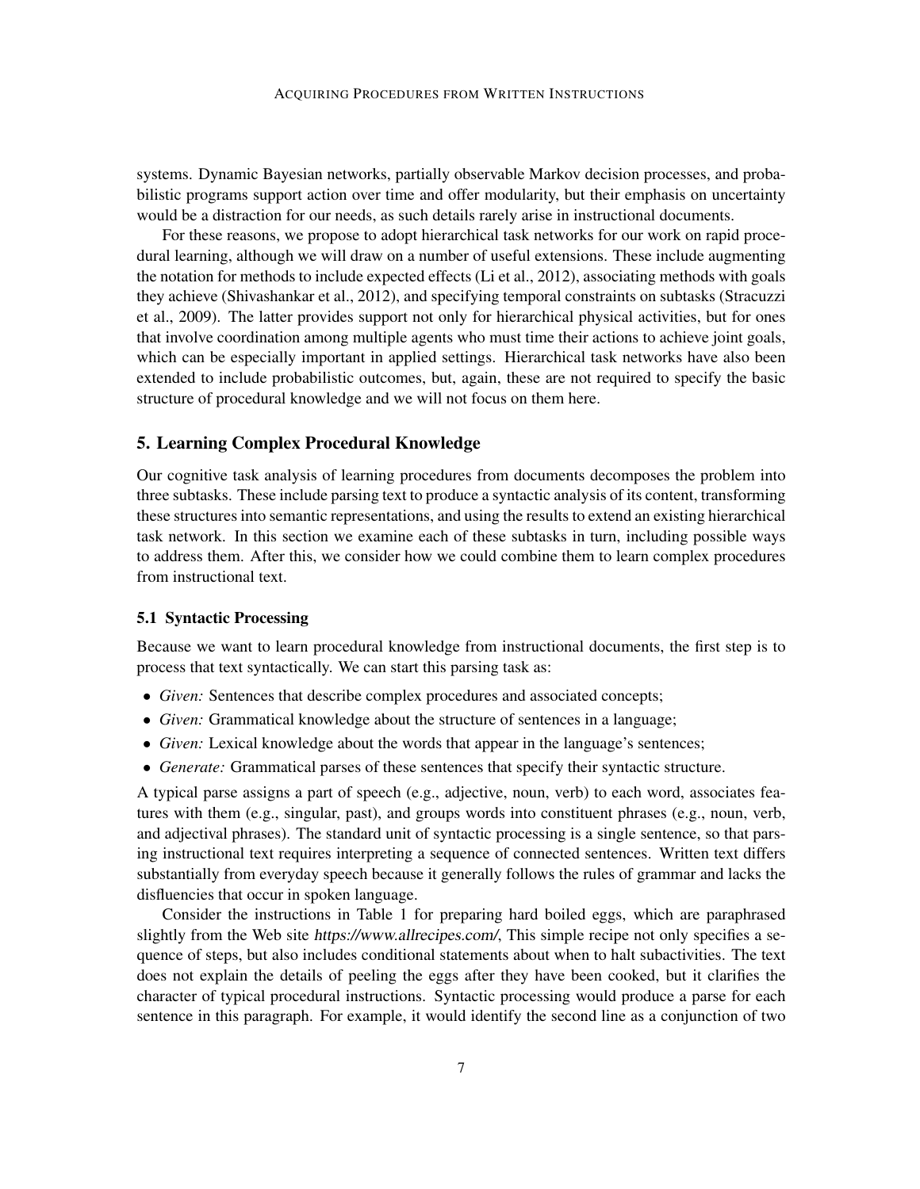systems. Dynamic Bayesian networks, partially observable Markov decision processes, and probabilistic programs support action over time and offer modularity, but their emphasis on uncertainty would be a distraction for our needs, as such details rarely arise in instructional documents.

For these reasons, we propose to adopt hierarchical task networks for our work on rapid procedural learning, although we will draw on a number of useful extensions. These include augmenting the notation for methods to include expected effects (Li et al., 2012), associating methods with goals they achieve (Shivashankar et al., 2012), and specifying temporal constraints on subtasks (Stracuzzi et al., 2009). The latter provides support not only for hierarchical physical activities, but for ones that involve coordination among multiple agents who must time their actions to achieve joint goals, which can be especially important in applied settings. Hierarchical task networks have also been extended to include probabilistic outcomes, but, again, these are not required to specify the basic structure of procedural knowledge and we will not focus on them here.

## 5. Learning Complex Procedural Knowledge

Our cognitive task analysis of learning procedures from documents decomposes the problem into three subtasks. These include parsing text to produce a syntactic analysis of its content, transforming these structures into semantic representations, and using the results to extend an existing hierarchical task network. In this section we examine each of these subtasks in turn, including possible ways to address them. After this, we consider how we could combine them to learn complex procedures from instructional text.

### 5.1 Syntactic Processing

Because we want to learn procedural knowledge from instructional documents, the first step is to process that text syntactically. We can start this parsing task as:

- *Given:* Sentences that describe complex procedures and associated concepts;
- *Given:* Grammatical knowledge about the structure of sentences in a language;
- *Given:* Lexical knowledge about the words that appear in the language's sentences;
- *Generate:* Grammatical parses of these sentences that specify their syntactic structure.

A typical parse assigns a part of speech (e.g., adjective, noun, verb) to each word, associates features with them (e.g., singular, past), and groups words into constituent phrases (e.g., noun, verb, and adjectival phrases). The standard unit of syntactic processing is a single sentence, so that parsing instructional text requires interpreting a sequence of connected sentences. Written text differs substantially from everyday speech because it generally follows the rules of grammar and lacks the disfluencies that occur in spoken language.

Consider the instructions in Table 1 for preparing hard boiled eggs, which are paraphrased slightly from the Web site *https://www.allrecipes.com/*, This simple recipe not only specifies a sequence of steps, but also includes conditional statements about when to halt subactivities. The text does not explain the details of peeling the eggs after they have been cooked, but it clarifies the character of typical procedural instructions. Syntactic processing would produce a parse for each sentence in this paragraph. For example, it would identify the second line as a conjunction of two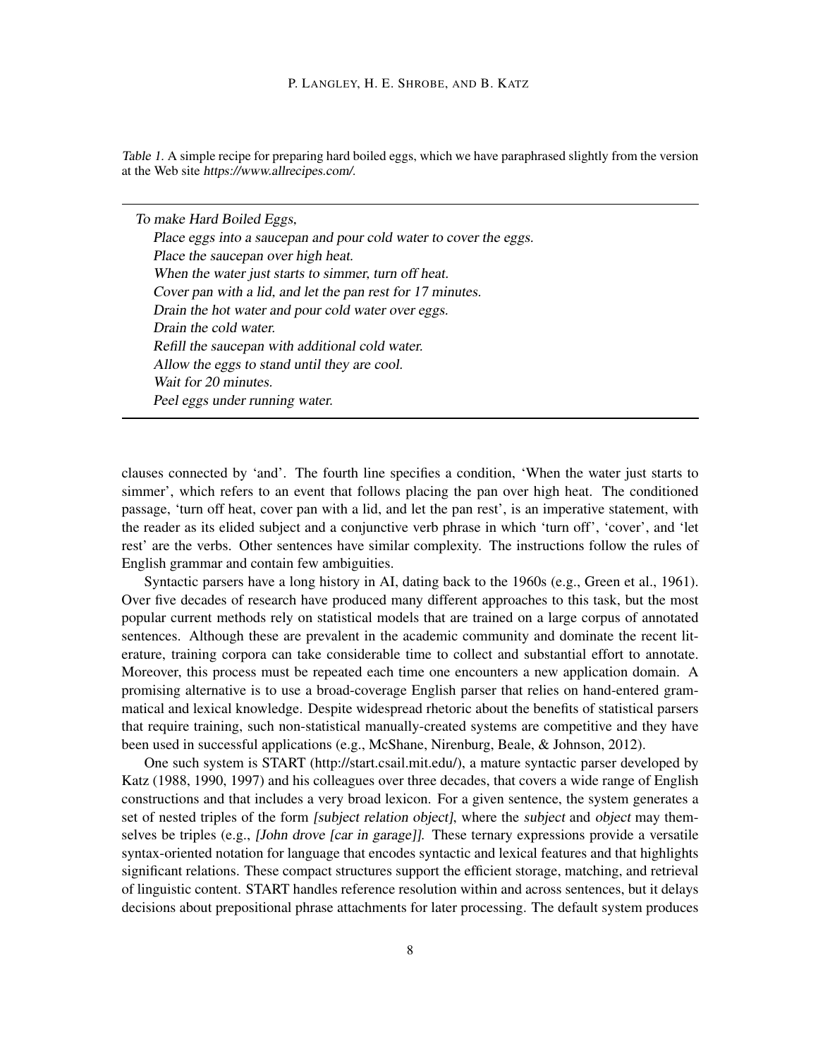*Table 1.* A simple recipe for preparing hard boiled eggs, which we have paraphrased slightly from the version at the Web site *https://www.allrecipes.com/*.

---

*To make Hard Boiled Eggs,*
*Place eggs into a saucepan and pour cold water to cover the eggs.*
*Place the saucepan over high heat.*
*When the water just starts to simmer, turn off heat.*
*Cover pan with a lid, and let the pan rest for 17 minutes.*
*Drain the hot water and pour cold water over eggs.*
*Drain the cold water.*
*Refill the saucepan with additional cold water.*
*Allow the eggs to stand until they are cool.*
*Wait for 20 minutes.*
*Peel eggs under running water.*

---

clauses connected by 'and'. The fourth line specifies a condition, 'When the water just starts to simmer', which refers to an event that follows placing the pan over high heat. The conditioned passage, 'turn off heat, cover pan with a lid, and let the pan rest', is an imperative statement, with the reader as its elided subject and a conjunctive verb phrase in which 'turn off', 'cover', and 'let rest' are the verbs. Other sentences have similar complexity. The instructions follow the rules of English grammar and contain few ambiguities.

Syntactic parsers have a long history in AI, dating back to the 1960s (e.g., Green et al., 1961). Over five decades of research have produced many different approaches to this task, but the most popular current methods rely on statistical models that are trained on a large corpus of annotated sentences. Although these are prevalent in the academic community and dominate the recent literature, training corpora can take considerable time to collect and substantial effort to annotate. Moreover, this process must be repeated each time one encounters a new application domain. A promising alternative is to use a broad-coverage English parser that relies on hand-entered grammatical and lexical knowledge. Despite widespread rhetoric about the benefits of statistical parsers that require training, such non-statistical manually-created systems are competitive and they have been used in successful applications (e.g., McShane, Nirenburg, Beale, & Johnson, 2012).

One such system is START (http://start.csail.mit.edu/), a mature syntactic parser developed by Katz (1988, 1990, 1997) and his colleagues over three decades, that covers a wide range of English constructions and that includes a very broad lexicon. For a given sentence, the system generates a set of nested triples of the form *[subject relation object]*, where the *subject* and *object* may themselves be triples (e.g., *[John drove [car in garage]]*. These ternary expressions provide a versatile syntax-oriented notation for language that encodes syntactic and lexical features and that highlights significant relations. These compact structures support the efficient storage, matching, and retrieval of linguistic content. START handles reference resolution within and across sentences, but it delays decisions about prepositional phrase attachments for later processing. The default system produces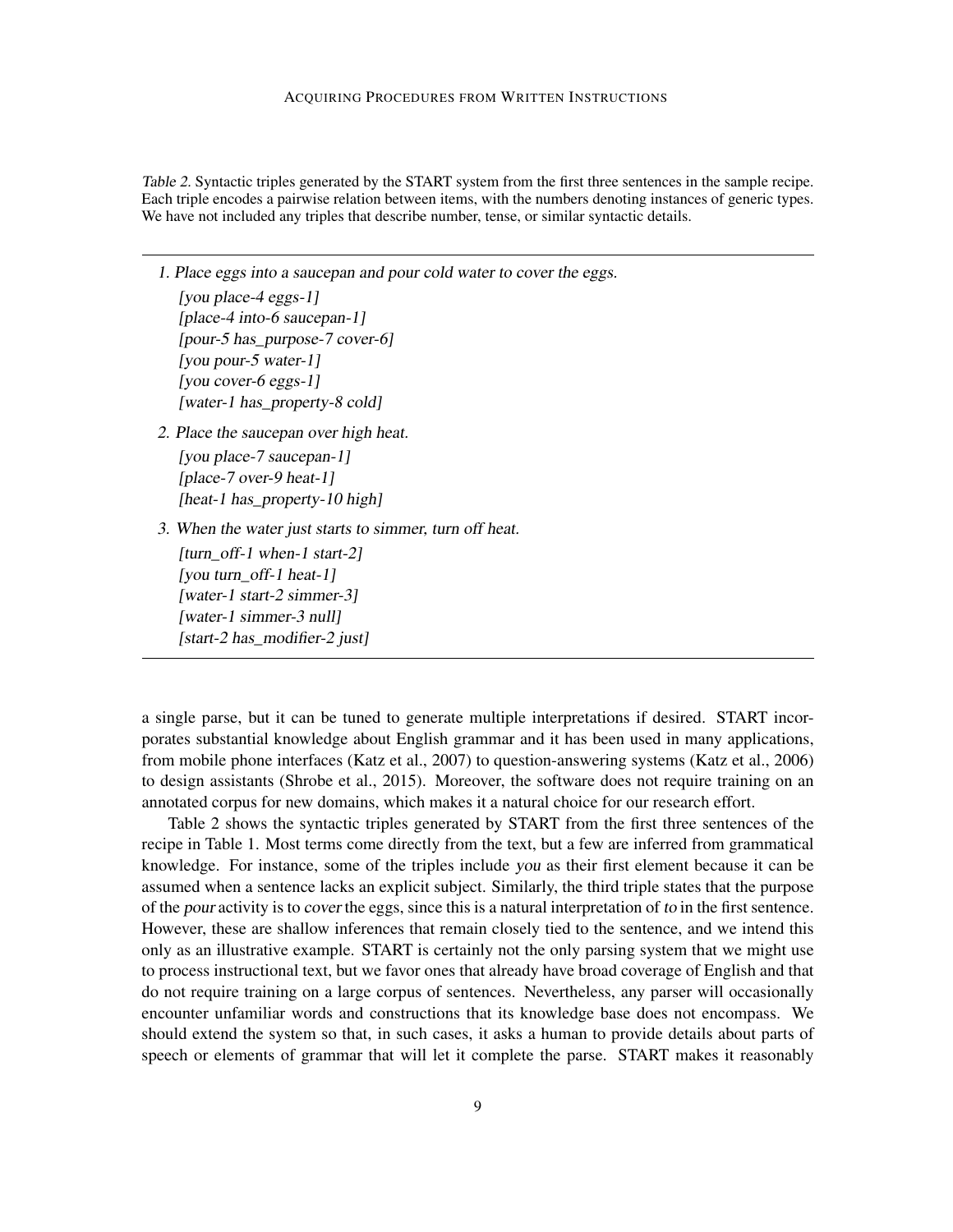*Table 2.* Syntactic triples generated by the START system from the first three sentences in the sample recipe. Each triple encodes a pairwise relation between items, with the numbers denoting instances of generic types. We have not included any triples that describe number, tense, or similar syntactic details.

---

1. Place eggs into a saucepan and pour cold water to cover the eggs.

   *[you place-4 eggs-1]*
   *[place-4 into-6 saucepan-1]*
   *[pour-5 has_purpose-7 cover-6]*
   *[you pour-5 water-1]*
   *[you cover-6 eggs-1]*
   *[water-1 has_property-8 cold]*

2. Place the saucepan over high heat.

   *[you place-7 saucepan-1]*
   *[place-7 over-9 heat-1]*
   *[heat-1 has_property-10 high]*

3. When the water just starts to simmer, turn off heat.

   *[turn_off-1 when-1 start-2]*
   *[you turn_off-1 heat-1]*
   *[water-1 start-2 simmer-3]*
   *[water-1 simmer-3 null]*
   *[start-2 has_modifier-2 just]*

---

a single parse, but it can be tuned to generate multiple interpretations if desired. START incorporates substantial knowledge about English grammar and it has been used in many applications, from mobile phone interfaces (Katz et al., 2007) to question-answering systems (Katz et al., 2006) to design assistants (Shrobe et al., 2015). Moreover, the software does not require training on an annotated corpus for new domains, which makes it a natural choice for our research effort.

Table 2 shows the syntactic triples generated by START from the first three sentences of the recipe in Table 1. Most terms come directly from the text, but a few are inferred from grammatical knowledge. For instance, some of the triples include *you* as their first element because it can be assumed when a sentence lacks an explicit subject. Similarly, the third triple states that the purpose of the *pour* activity is to *cover* the eggs, since this is a natural interpretation of *to* in the first sentence. However, these are shallow inferences that remain closely tied to the sentence, and we intend this only as an illustrative example. START is certainly not the only parsing system that we might use to process instructional text, but we favor ones that already have broad coverage of English and that do not require training on a large corpus of sentences. Nevertheless, any parser will occasionally encounter unfamiliar words and constructions that its knowledge base does not encompass. We should extend the system so that, in such cases, it asks a human to provide details about parts of speech or elements of grammar that will let it complete the parse. START makes it reasonably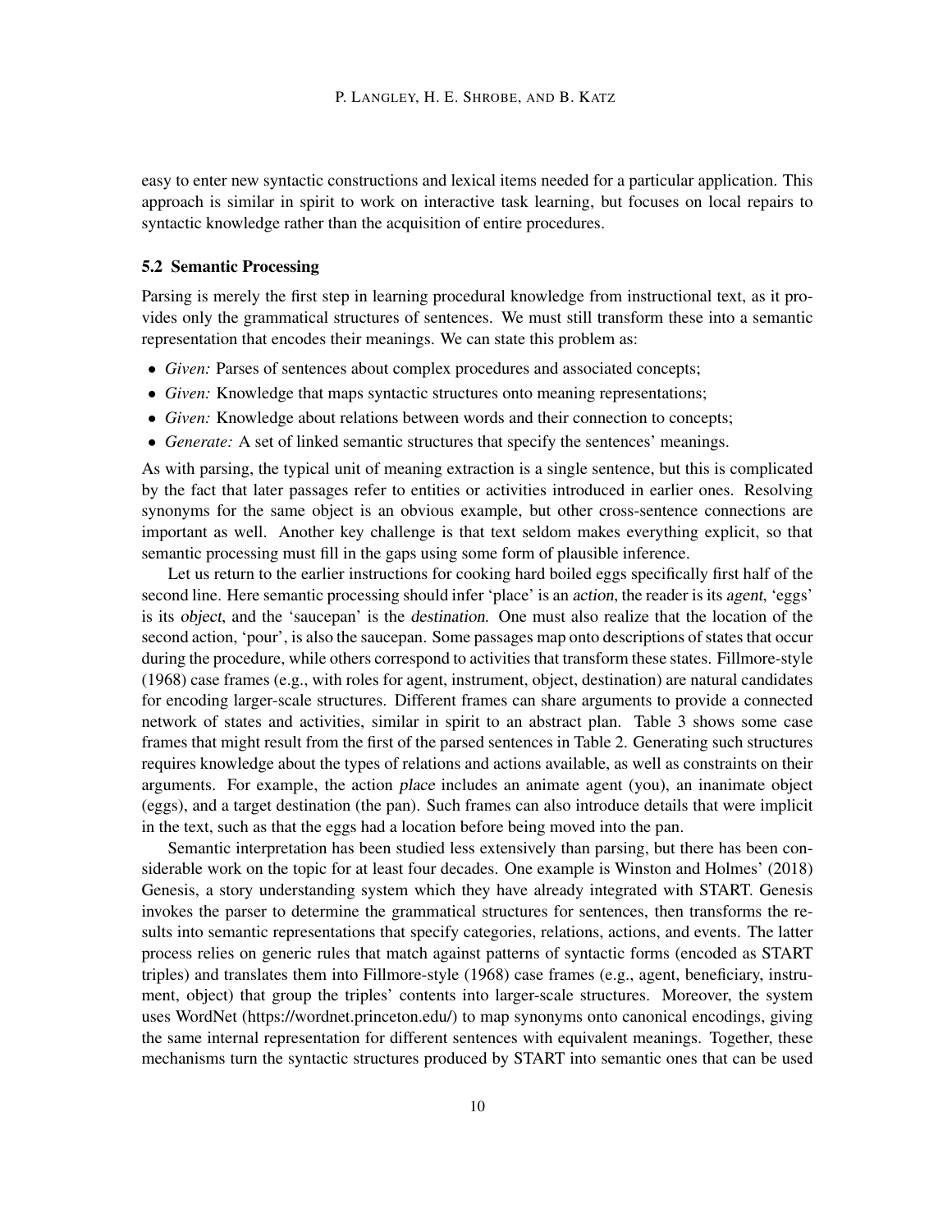easy to enter new syntactic constructions and lexical items needed for a particular application. This approach is similar in spirit to work on interactive task learning, but focuses on local repairs to syntactic knowledge rather than the acquisition of entire procedures.

### 5.2 Semantic Processing

Parsing is merely the first step in learning procedural knowledge from instructional text, as it provides only the grammatical structures of sentences. We must still transform these into a semantic representation that encodes their meanings. We can state this problem as:

- *Given:* Parses of sentences about complex procedures and associated concepts;
- *Given:* Knowledge that maps syntactic structures onto meaning representations;
- *Given:* Knowledge about relations between words and their connection to concepts;
- *Generate:* A set of linked semantic structures that specify the sentences' meanings.

As with parsing, the typical unit of meaning extraction is a single sentence, but this is complicated by the fact that later passages refer to entities or activities introduced in earlier ones. Resolving synonyms for the same object is an obvious example, but other cross-sentence connections are important as well. Another key challenge is that text seldom makes everything explicit, so that semantic processing must fill in the gaps using some form of plausible inference.

Let us return to the earlier instructions for cooking hard boiled eggs specifically first half of the second line. Here semantic processing should infer 'place' is an *action*, the reader is its *agent*, 'eggs' is its *object*, and the 'saucepan' is the *destination*. One must also realize that the location of the second action, 'pour', is also the saucepan. Some passages map onto descriptions of states that occur during the procedure, while others correspond to activities that transform these states. Fillmore-style (1968) case frames (e.g., with roles for agent, instrument, object, destination) are natural candidates for encoding larger-scale structures. Different frames can share arguments to provide a connected network of states and activities, similar in spirit to an abstract plan. Table 3 shows some case frames that might result from the first of the parsed sentences in Table 2. Generating such structures requires knowledge about the types of relations and actions available, as well as constraints on their arguments. For example, the action *place* includes an animate agent (you), an inanimate object (eggs), and a target destination (the pan). Such frames can also introduce details that were implicit in the text, such as that the eggs had a location before being moved into the pan.

Semantic interpretation has been studied less extensively than parsing, but there has been considerable work on the topic for at least four decades. One example is Winston and Holmes' (2018) Genesis, a story understanding system which they have already integrated with START. Genesis invokes the parser to determine the grammatical structures for sentences, then transforms the results into semantic representations that specify categories, relations, actions, and events. The latter process relies on generic rules that match against patterns of syntactic forms (encoded as START triples) and translates them into Fillmore-style (1968) case frames (e.g., agent, beneficiary, instrument, object) that group the triples' contents into larger-scale structures. Moreover, the system uses WordNet (https://wordnet.princeton.edu/) to map synonyms onto canonical encodings, giving the same internal representation for different sentences with equivalent meanings. Together, these mechanisms turn the syntactic structures produced by START into semantic ones that can be used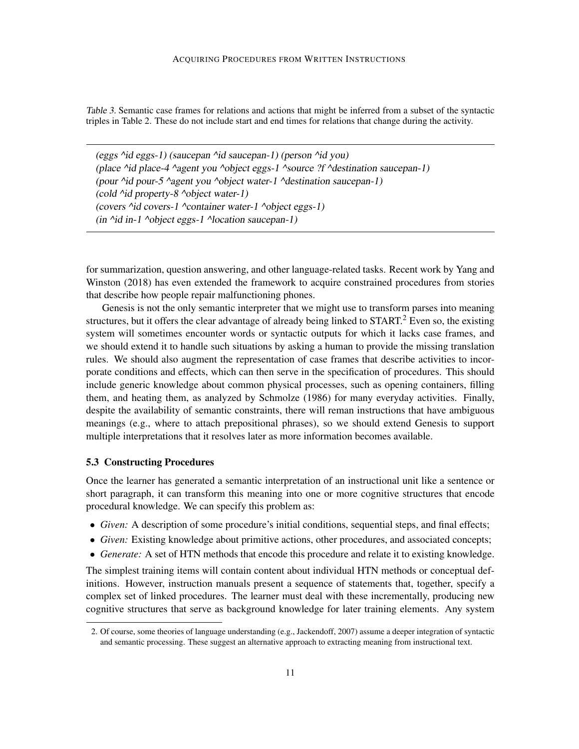*Table 3.* Semantic case frames for relations and actions that might be inferred from a subset of the syntactic triples in Table 2. These do not include start and end times for relations that change during the activity.

```
(eggs ^id eggs-1) (saucepan ^id saucepan-1) (person ^id you)
(place ^id place-4 ^agent you ^object eggs-1 ^source ?f ^destination saucepan-1)
(pour ^id pour-5 ^agent you ^object water-1 ^destination saucepan-1)
(cold ^id property-8 ^object water-1)
(covers ^id covers-1 ^container water-1 ^object eggs-1)
(in ^id in-1 ^object eggs-1 ^location saucepan-1)
```

for summarization, question answering, and other language-related tasks. Recent work by Yang and Winston (2018) has even extended the framework to acquire constrained procedures from stories that describe how people repair malfunctioning phones.

Genesis is not the only semantic interpreter that we might use to transform parses into meaning structures, but it offers the clear advantage of already being linked to START.[2] Even so, the existing system will sometimes encounter words or syntactic outputs for which it lacks case frames, and we should extend it to handle such situations by asking a human to provide the missing translation rules. We should also augment the representation of case frames that describe activities to incorporate conditions and effects, which can then serve in the specification of procedures. This should include generic knowledge about common physical processes, such as opening containers, filling them, and heating them, as analyzed by Schmolze (1986) for many everyday activities. Finally, despite the availability of semantic constraints, there will reman instructions that have ambiguous meanings (e.g., where to attach prepositional phrases), so we should extend Genesis to support multiple interpretations that it resolves later as more information becomes available.

### 5.3 Constructing Procedures

Once the learner has generated a semantic interpretation of an instructional unit like a sentence or short paragraph, it can transform this meaning into one or more cognitive structures that encode procedural knowledge. We can specify this problem as:

- *Given:* A description of some procedure's initial conditions, sequential steps, and final effects;
- *Given:* Existing knowledge about primitive actions, other procedures, and associated concepts;
- *Generate:* A set of HTN methods that encode this procedure and relate it to existing knowledge.

The simplest training items will contain content about individual HTN methods or conceptual definitions. However, instruction manuals present a sequence of statements that, together, specify a complex set of linked procedures. The learner must deal with these incrementally, producing new cognitive structures that serve as background knowledge for later training elements. Any system

2. Of course, some theories of language understanding (e.g., Jackendoff, 2007) assume a deeper integration of syntactic and semantic processing. These suggest an alternative approach to extracting meaning from instructional text.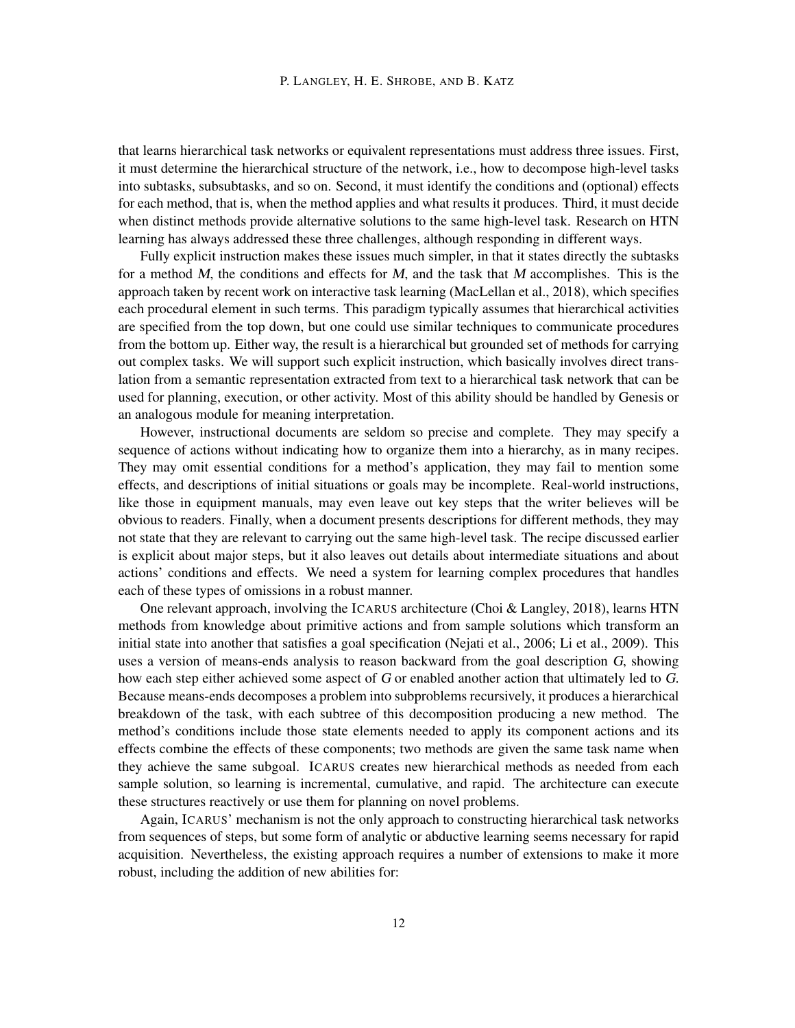that learns hierarchical task networks or equivalent representations must address three issues. First, it must determine the hierarchical structure of the network, i.e., how to decompose high-level tasks into subtasks, subsubtasks, and so on. Second, it must identify the conditions and (optional) effects for each method, that is, when the method applies and what results it produces. Third, it must decide when distinct methods provide alternative solutions to the same high-level task. Research on HTN learning has always addressed these three challenges, although responding in different ways.

Fully explicit instruction makes these issues much simpler, in that it states directly the subtasks for a method $M$, the conditions and effects for $M$, and the task that $M$ accomplishes. This is the approach taken by recent work on interactive task learning (MacLellan et al., 2018), which specifies each procedural element in such terms. This paradigm typically assumes that hierarchical activities are specified from the top down, but one could use similar techniques to communicate procedures from the bottom up. Either way, the result is a hierarchical but grounded set of methods for carrying out complex tasks. We will support such explicit instruction, which basically involves direct translation from a semantic representation extracted from text to a hierarchical task network that can be used for planning, execution, or other activity. Most of this ability should be handled by Genesis or an analogous module for meaning interpretation.

However, instructional documents are seldom so precise and complete. They may specify a sequence of actions without indicating how to organize them into a hierarchy, as in many recipes. They may omit essential conditions for a method's application, they may fail to mention some effects, and descriptions of initial situations or goals may be incomplete. Real-world instructions, like those in equipment manuals, may even leave out key steps that the writer believes will be obvious to readers. Finally, when a document presents descriptions for different methods, they may not state that they are relevant to carrying out the same high-level task. The recipe discussed earlier is explicit about major steps, but it also leaves out details about intermediate situations and about actions' conditions and effects. We need a system for learning complex procedures that handles each of these types of omissions in a robust manner.

One relevant approach, involving the ICARUS architecture (Choi & Langley, 2018), learns HTN methods from knowledge about primitive actions and from sample solutions which transform an initial state into another that satisfies a goal specification (Nejati et al., 2006; Li et al., 2009). This uses a version of means-ends analysis to reason backward from the goal description $G$, showing how each step either achieved some aspect of $G$ or enabled another action that ultimately led to $G$. Because means-ends decomposes a problem into subproblems recursively, it produces a hierarchical breakdown of the task, with each subtree of this decomposition producing a new method. The method's conditions include those state elements needed to apply its component actions and its effects combine the effects of these components; two methods are given the same task name when they achieve the same subgoal. ICARUS creates new hierarchical methods as needed from each sample solution, so learning is incremental, cumulative, and rapid. The architecture can execute these structures reactively or use them for planning on novel problems.

Again, ICARUS' mechanism is not the only approach to constructing hierarchical task networks from sequences of steps, but some form of analytic or abductive learning seems necessary for rapid acquisition. Nevertheless, the existing approach requires a number of extensions to make it more robust, including the addition of new abilities for: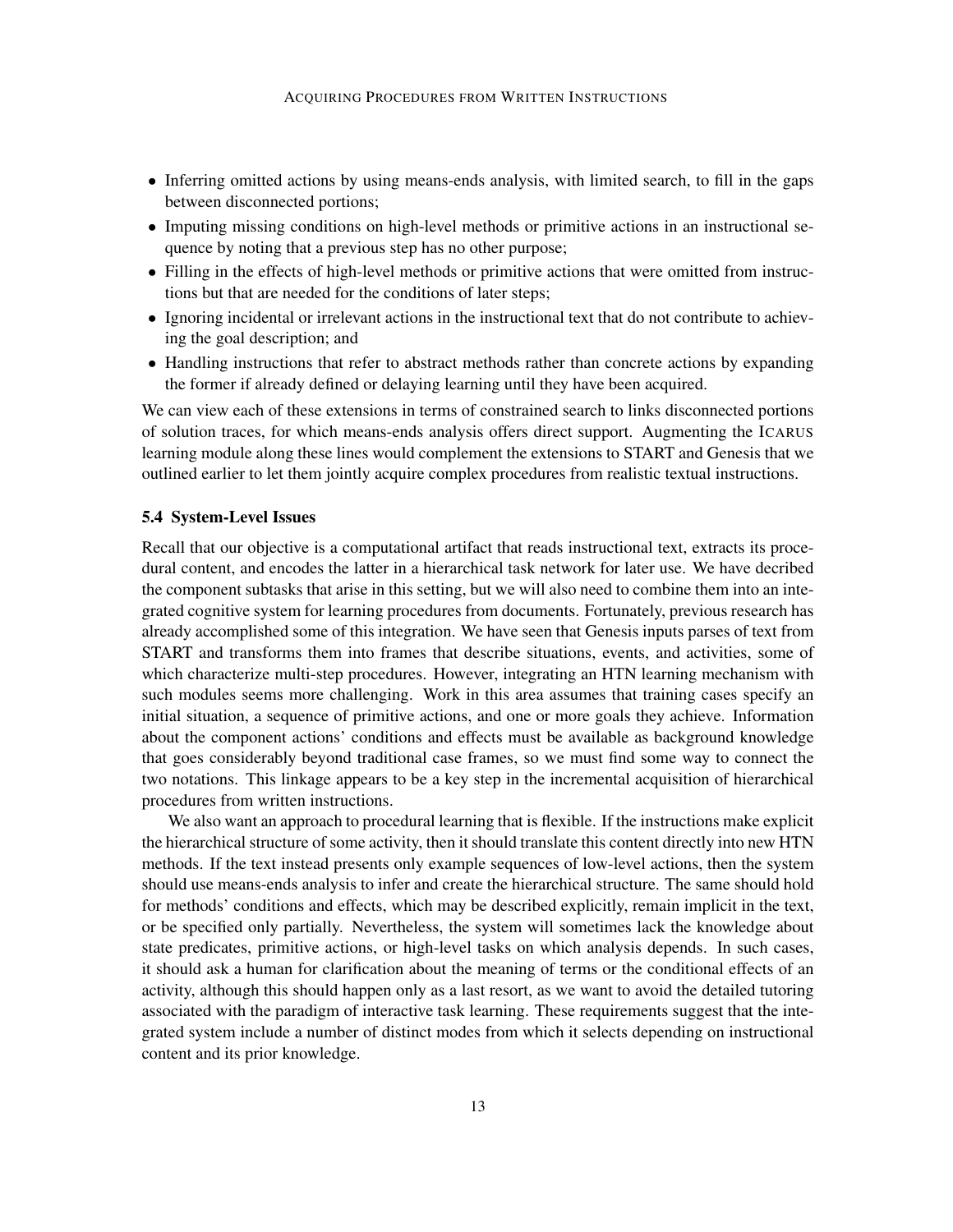- Inferring omitted actions by using means-ends analysis, with limited search, to fill in the gaps between disconnected portions;
- Imputing missing conditions on high-level methods or primitive actions in an instructional sequence by noting that a previous step has no other purpose;
- Filling in the effects of high-level methods or primitive actions that were omitted from instructions but that are needed for the conditions of later steps;
- Ignoring incidental or irrelevant actions in the instructional text that do not contribute to achieving the goal description; and
- Handling instructions that refer to abstract methods rather than concrete actions by expanding the former if already defined or delaying learning until they have been acquired.

We can view each of these extensions in terms of constrained search to links disconnected portions of solution traces, for which means-ends analysis offers direct support. Augmenting the ICARUS learning module along these lines would complement the extensions to START and Genesis that we outlined earlier to let them jointly acquire complex procedures from realistic textual instructions.

### 5.4 System-Level Issues

Recall that our objective is a computational artifact that reads instructional text, extracts its procedural content, and encodes the latter in a hierarchical task network for later use. We have decribed the component subtasks that arise in this setting, but we will also need to combine them into an integrated cognitive system for learning procedures from documents. Fortunately, previous research has already accomplished some of this integration. We have seen that Genesis inputs parses of text from START and transforms them into frames that describe situations, events, and activities, some of which characterize multi-step procedures. However, integrating an HTN learning mechanism with such modules seems more challenging. Work in this area assumes that training cases specify an initial situation, a sequence of primitive actions, and one or more goals they achieve. Information about the component actions' conditions and effects must be available as background knowledge that goes considerably beyond traditional case frames, so we must find some way to connect the two notations. This linkage appears to be a key step in the incremental acquisition of hierarchical procedures from written instructions.

We also want an approach to procedural learning that is flexible. If the instructions make explicit the hierarchical structure of some activity, then it should translate this content directly into new HTN methods. If the text instead presents only example sequences of low-level actions, then the system should use means-ends analysis to infer and create the hierarchical structure. The same should hold for methods' conditions and effects, which may be described explicitly, remain implicit in the text, or be specified only partially. Nevertheless, the system will sometimes lack the knowledge about state predicates, primitive actions, or high-level tasks on which analysis depends. In such cases, it should ask a human for clarification about the meaning of terms or the conditional effects of an activity, although this should happen only as a last resort, as we want to avoid the detailed tutoring associated with the paradigm of interactive task learning. These requirements suggest that the integrated system include a number of distinct modes from which it selects depending on instructional content and its prior knowledge.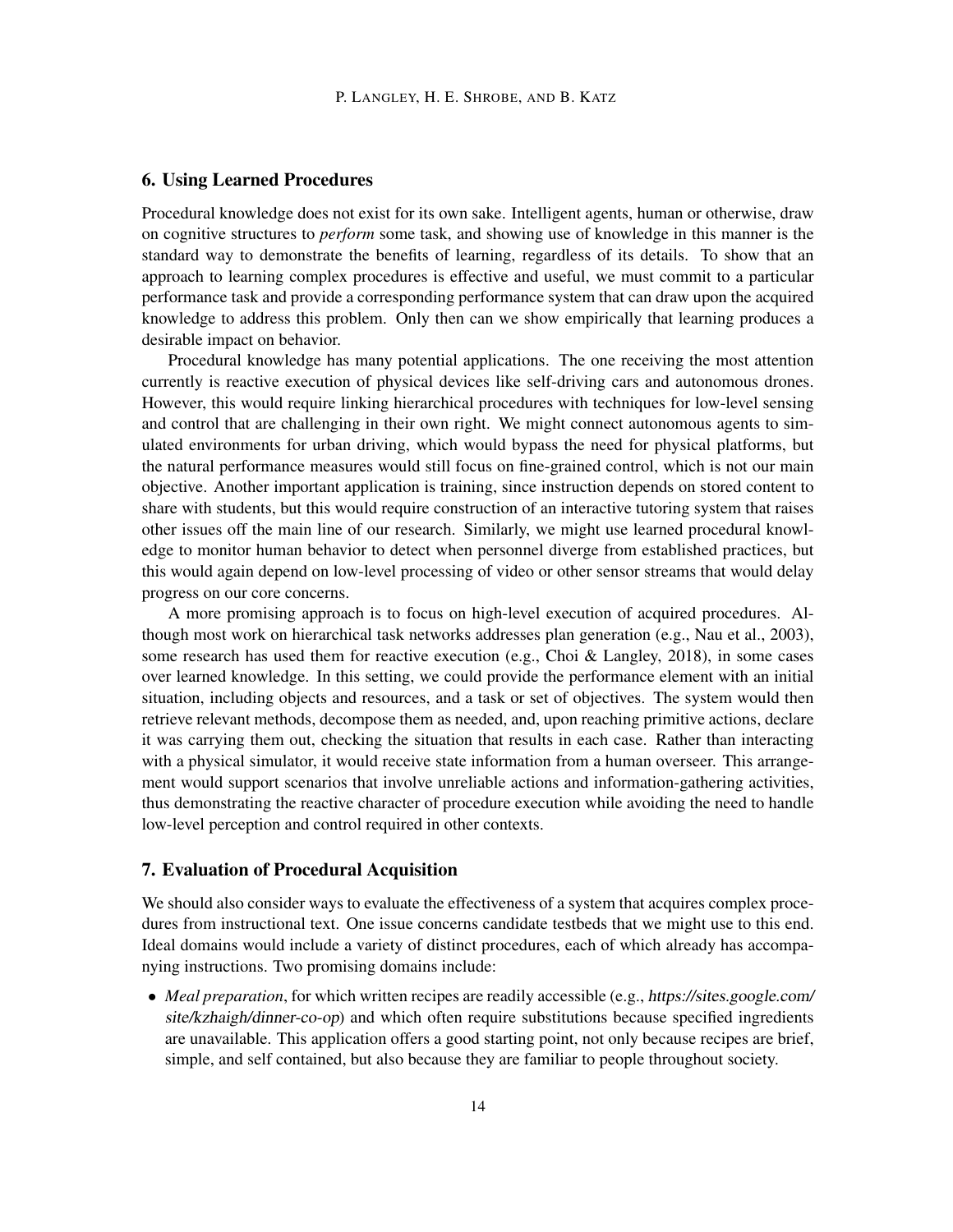## 6. Using Learned Procedures

Procedural knowledge does not exist for its own sake. Intelligent agents, human or otherwise, draw on cognitive structures to *perform* some task, and showing use of knowledge in this manner is the standard way to demonstrate the benefits of learning, regardless of its details. To show that an approach to learning complex procedures is effective and useful, we must commit to a particular performance task and provide a corresponding performance system that can draw upon the acquired knowledge to address this problem. Only then can we show empirically that learning produces a desirable impact on behavior.

Procedural knowledge has many potential applications. The one receiving the most attention currently is reactive execution of physical devices like self-driving cars and autonomous drones. However, this would require linking hierarchical procedures with techniques for low-level sensing and control that are challenging in their own right. We might connect autonomous agents to simulated environments for urban driving, which would bypass the need for physical platforms, but the natural performance measures would still focus on fine-grained control, which is not our main objective. Another important application is training, since instruction depends on stored content to share with students, but this would require construction of an interactive tutoring system that raises other issues off the main line of our research. Similarly, we might use learned procedural knowledge to monitor human behavior to detect when personnel diverge from established practices, but this would again depend on low-level processing of video or other sensor streams that would delay progress on our core concerns.

A more promising approach is to focus on high-level execution of acquired procedures. Although most work on hierarchical task networks addresses plan generation (e.g., Nau et al., 2003), some research has used them for reactive execution (e.g., Choi & Langley, 2018), in some cases over learned knowledge. In this setting, we could provide the performance element with an initial situation, including objects and resources, and a task or set of objectives. The system would then retrieve relevant methods, decompose them as needed, and, upon reaching primitive actions, declare it was carrying them out, checking the situation that results in each case. Rather than interacting with a physical simulator, it would receive state information from a human overseer. This arrangement would support scenarios that involve unreliable actions and information-gathering activities, thus demonstrating the reactive character of procedure execution while avoiding the need to handle low-level perception and control required in other contexts.

## 7. Evaluation of Procedural Acquisition

We should also consider ways to evaluate the effectiveness of a system that acquires complex procedures from instructional text. One issue concerns candidate testbeds that we might use to this end. Ideal domains would include a variety of distinct procedures, each of which already has accompanying instructions. Two promising domains include:

- *Meal preparation*, for which written recipes are readily accessible (e.g., https://sites.google.com/site/kzhaigh/dinner-co-op) and which often require substitutions because specified ingredients are unavailable. This application offers a good starting point, not only because recipes are brief, simple, and self contained, but also because they are familiar to people throughout society.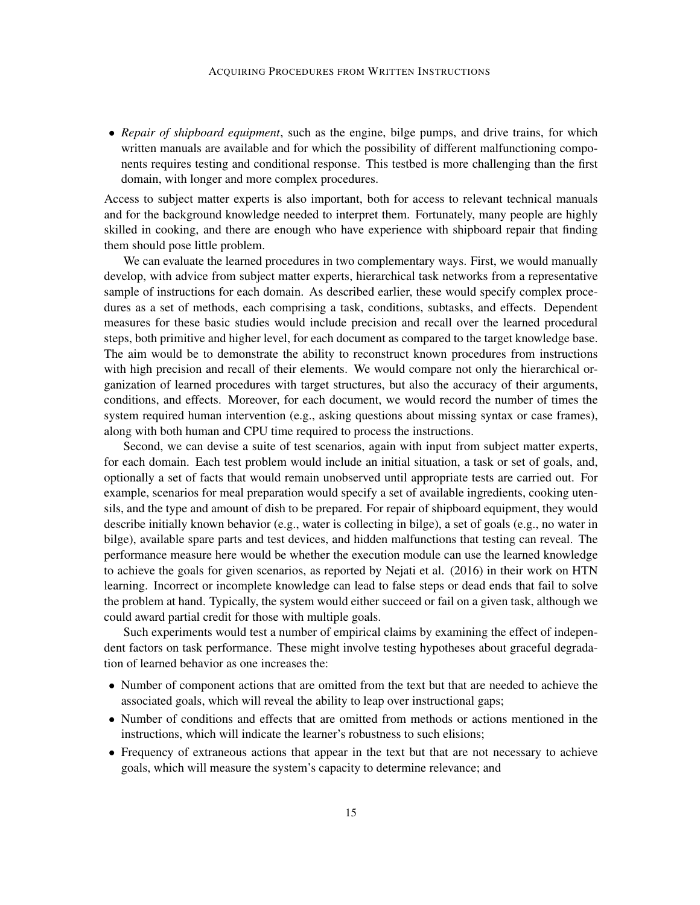- *Repair of shipboard equipment*, such as the engine, bilge pumps, and drive trains, for which written manuals are available and for which the possibility of different malfunctioning components requires testing and conditional response. This testbed is more challenging than the first domain, with longer and more complex procedures.

Access to subject matter experts is also important, both for access to relevant technical manuals and for the background knowledge needed to interpret them. Fortunately, many people are highly skilled in cooking, and there are enough who have experience with shipboard repair that finding them should pose little problem.

We can evaluate the learned procedures in two complementary ways. First, we would manually develop, with advice from subject matter experts, hierarchical task networks from a representative sample of instructions for each domain. As described earlier, these would specify complex procedures as a set of methods, each comprising a task, conditions, subtasks, and effects. Dependent measures for these basic studies would include precision and recall over the learned procedural steps, both primitive and higher level, for each document as compared to the target knowledge base. The aim would be to demonstrate the ability to reconstruct known procedures from instructions with high precision and recall of their elements. We would compare not only the hierarchical organization of learned procedures with target structures, but also the accuracy of their arguments, conditions, and effects. Moreover, for each document, we would record the number of times the system required human intervention (e.g., asking questions about missing syntax or case frames), along with both human and CPU time required to process the instructions.

Second, we can devise a suite of test scenarios, again with input from subject matter experts, for each domain. Each test problem would include an initial situation, a task or set of goals, and, optionally a set of facts that would remain unobserved until appropriate tests are carried out. For example, scenarios for meal preparation would specify a set of available ingredients, cooking utensils, and the type and amount of dish to be prepared. For repair of shipboard equipment, they would describe initially known behavior (e.g., water is collecting in bilge), a set of goals (e.g., no water in bilge), available spare parts and test devices, and hidden malfunctions that testing can reveal. The performance measure here would be whether the execution module can use the learned knowledge to achieve the goals for given scenarios, as reported by Nejati et al. (2016) in their work on HTN learning. Incorrect or incomplete knowledge can lead to false steps or dead ends that fail to solve the problem at hand. Typically, the system would either succeed or fail on a given task, although we could award partial credit for those with multiple goals.

Such experiments would test a number of empirical claims by examining the effect of independent factors on task performance. These might involve testing hypotheses about graceful degradation of learned behavior as one increases the:

- Number of component actions that are omitted from the text but that are needed to achieve the associated goals, which will reveal the ability to leap over instructional gaps;
- Number of conditions and effects that are omitted from methods or actions mentioned in the instructions, which will indicate the learner's robustness to such elisions;
- Frequency of extraneous actions that appear in the text but that are not necessary to achieve goals, which will measure the system's capacity to determine relevance; and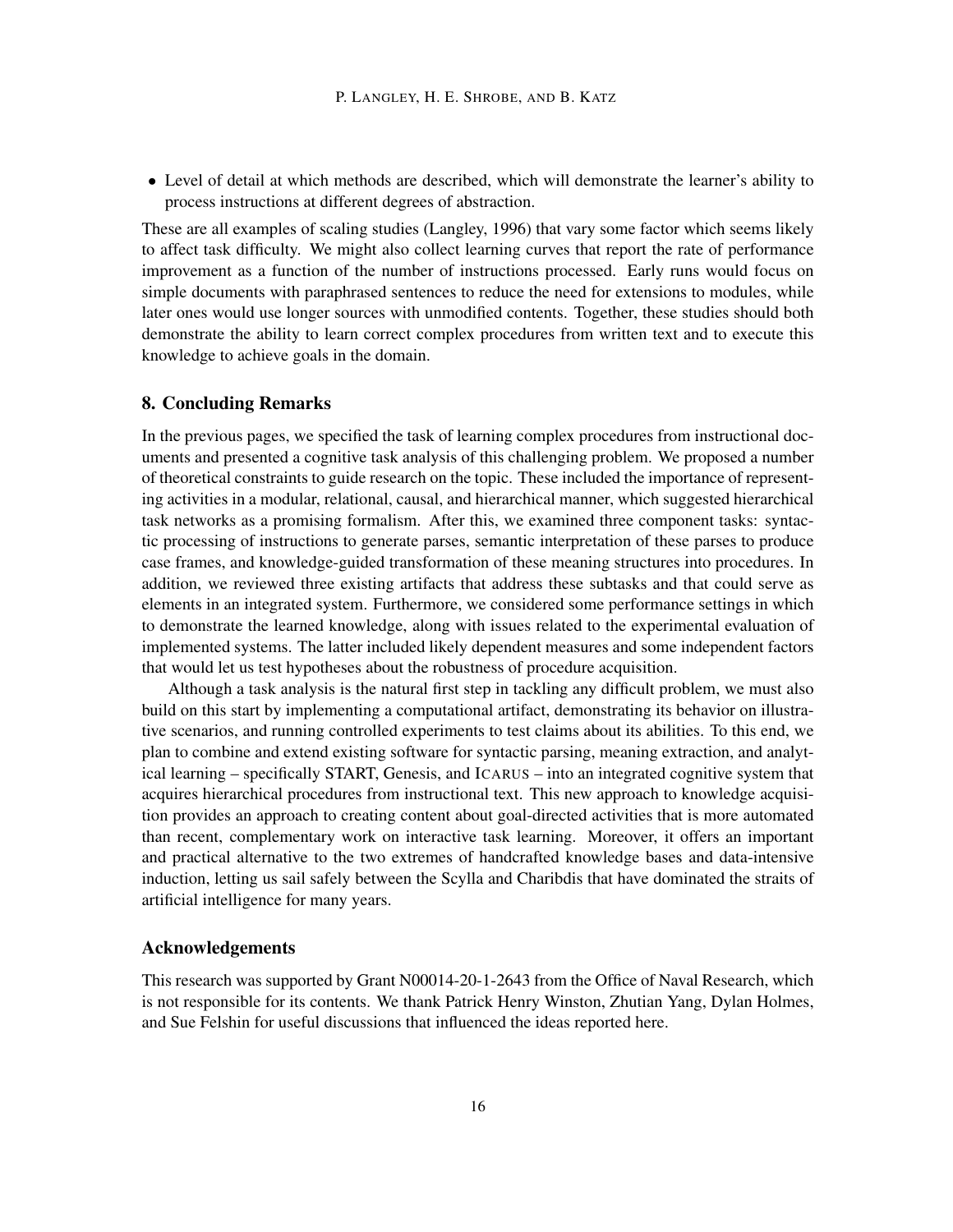- Level of detail at which methods are described, which will demonstrate the learner's ability to process instructions at different degrees of abstraction.

These are all examples of scaling studies (Langley, 1996) that vary some factor which seems likely to affect task difficulty. We might also collect learning curves that report the rate of performance improvement as a function of the number of instructions processed. Early runs would focus on simple documents with paraphrased sentences to reduce the need for extensions to modules, while later ones would use longer sources with unmodified contents. Together, these studies should both demonstrate the ability to learn correct complex procedures from written text and to execute this knowledge to achieve goals in the domain.

## 8. Concluding Remarks

In the previous pages, we specified the task of learning complex procedures from instructional documents and presented a cognitive task analysis of this challenging problem. We proposed a number of theoretical constraints to guide research on the topic. These included the importance of representing activities in a modular, relational, causal, and hierarchical manner, which suggested hierarchical task networks as a promising formalism. After this, we examined three component tasks: syntactic processing of instructions to generate parses, semantic interpretation of these parses to produce case frames, and knowledge-guided transformation of these meaning structures into procedures. In addition, we reviewed three existing artifacts that address these subtasks and that could serve as elements in an integrated system. Furthermore, we considered some performance settings in which to demonstrate the learned knowledge, along with issues related to the experimental evaluation of implemented systems. The latter included likely dependent measures and some independent factors that would let us test hypotheses about the robustness of procedure acquisition.

Although a task analysis is the natural first step in tackling any difficult problem, we must also build on this start by implementing a computational artifact, demonstrating its behavior on illustrative scenarios, and running controlled experiments to test claims about its abilities. To this end, we plan to combine and extend existing software for syntactic parsing, meaning extraction, and analytical learning – specifically START, Genesis, and ICARUS – into an integrated cognitive system that acquires hierarchical procedures from instructional text. This new approach to knowledge acquisition provides an approach to creating content about goal-directed activities that is more automated than recent, complementary work on interactive task learning. Moreover, it offers an important and practical alternative to the two extremes of handcrafted knowledge bases and data-intensive induction, letting us sail safely between the Scylla and Charibdis that have dominated the straits of artificial intelligence for many years.

## Acknowledgements

This research was supported by Grant N00014-20-1-2643 from the Office of Naval Research, which is not responsible for its contents. We thank Patrick Henry Winston, Zhutian Yang, Dylan Holmes, and Sue Felshin for useful discussions that influenced the ideas reported here.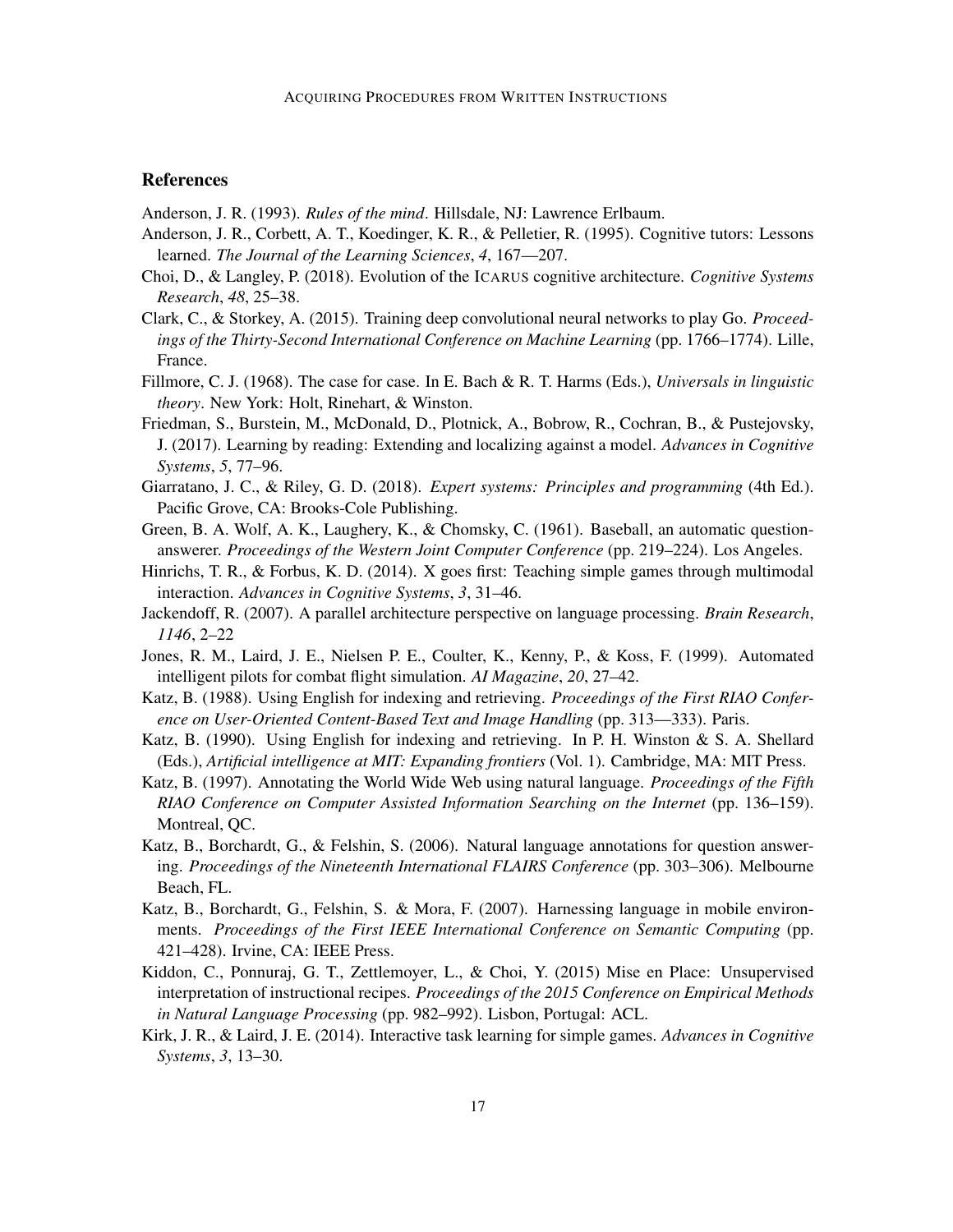## References

Anderson, J. R. (1993). *Rules of the mind*. Hillsdale, NJ: Lawrence Erlbaum.

Anderson, J. R., Corbett, A. T., Koedinger, K. R., & Pelletier, R. (1995). Cognitive tutors: Lessons learned. *The Journal of the Learning Sciences*, *4*, 167—207.

Choi, D., & Langley, P. (2018). Evolution of the ICARUS cognitive architecture. *Cognitive Systems Research*, *48*, 25–38.

Clark, C., & Storkey, A. (2015). Training deep convolutional neural networks to play Go. *Proceedings of the Thirty-Second International Conference on Machine Learning* (pp. 1766–1774). Lille, France.

Fillmore, C. J. (1968). The case for case. In E. Bach & R. T. Harms (Eds.), *Universals in linguistic theory*. New York: Holt, Rinehart, & Winston.

Friedman, S., Burstein, M., McDonald, D., Plotnick, A., Bobrow, R., Cochran, B., & Pustejovsky, J. (2017). Learning by reading: Extending and localizing against a model. *Advances in Cognitive Systems*, *5*, 77–96.

Giarratano, J. C., & Riley, G. D. (2018). *Expert systems: Principles and programming* (4th Ed.). Pacific Grove, CA: Brooks-Cole Publishing.

Green, B. A. Wolf, A. K., Laughery, K., & Chomsky, C. (1961). Baseball, an automatic question-answerer. *Proceedings of the Western Joint Computer Conference* (pp. 219–224). Los Angeles.

Hinrichs, T. R., & Forbus, K. D. (2014). X goes first: Teaching simple games through multimodal interaction. *Advances in Cognitive Systems*, *3*, 31–46.

Jackendoff, R. (2007). A parallel architecture perspective on language processing. *Brain Research*, *1146*, 2–22

Jones, R. M., Laird, J. E., Nielsen P. E., Coulter, K., Kenny, P., & Koss, F. (1999). Automated intelligent pilots for combat flight simulation. *AI Magazine*, *20*, 27–42.

Katz, B. (1988). Using English for indexing and retrieving. *Proceedings of the First RIAO Conference on User-Oriented Content-Based Text and Image Handling* (pp. 313—333). Paris.

Katz, B. (1990). Using English for indexing and retrieving. In P. H. Winston & S. A. Shellard (Eds.), *Artificial intelligence at MIT: Expanding frontiers* (Vol. 1). Cambridge, MA: MIT Press.

Katz, B. (1997). Annotating the World Wide Web using natural language. *Proceedings of the Fifth RIAO Conference on Computer Assisted Information Searching on the Internet* (pp. 136–159). Montreal, QC.

Katz, B., Borchardt, G., & Felshin, S. (2006). Natural language annotations for question answering. *Proceedings of the Nineteenth International FLAIRS Conference* (pp. 303–306). Melbourne Beach, FL.

Katz, B., Borchardt, G., Felshin, S. & Mora, F. (2007). Harnessing language in mobile environments. *Proceedings of the First IEEE International Conference on Semantic Computing* (pp. 421–428). Irvine, CA: IEEE Press.

Kiddon, C., Ponnuraj, G. T., Zettlemoyer, L., & Choi, Y. (2015) Mise en Place: Unsupervised interpretation of instructional recipes. *Proceedings of the 2015 Conference on Empirical Methods in Natural Language Processing* (pp. 982–992). Lisbon, Portugal: ACL.

Kirk, J. R., & Laird, J. E. (2014). Interactive task learning for simple games. *Advances in Cognitive Systems*, *3*, 13–30.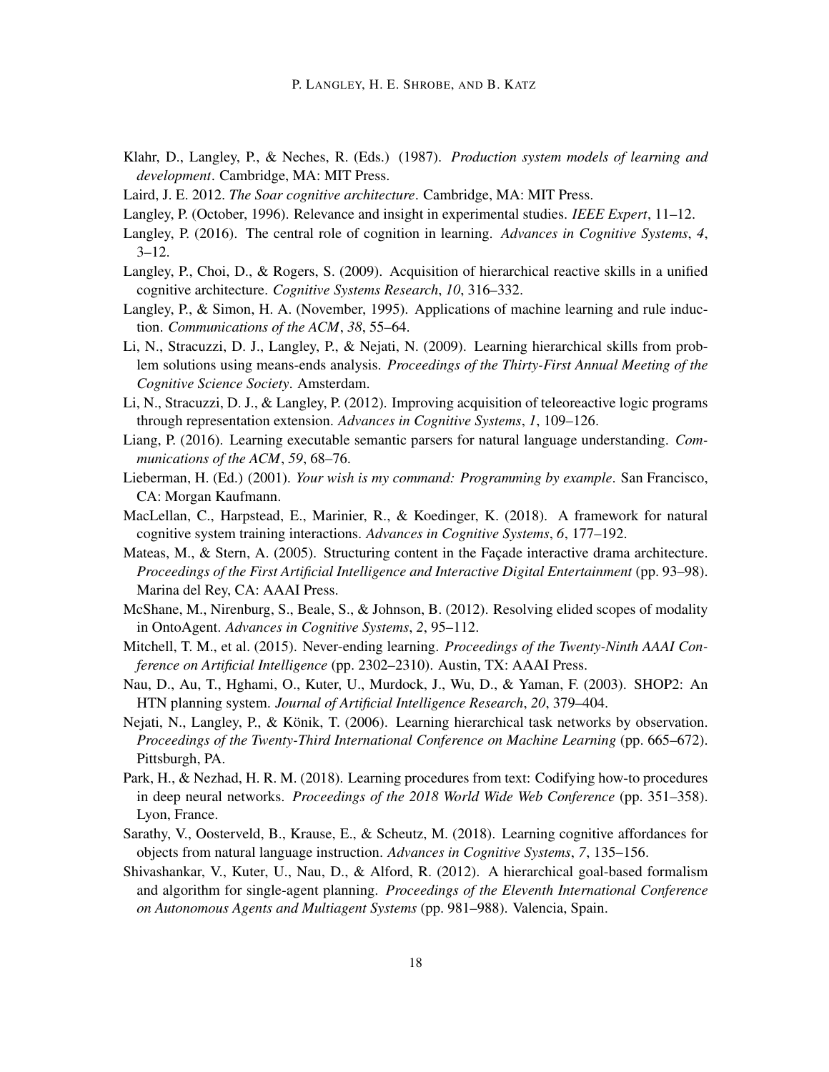Klahr, D., Langley, P., & Neches, R. (Eds.) (1987). *Production system models of learning and development*. Cambridge, MA: MIT Press.

Laird, J. E. 2012. *The Soar cognitive architecture*. Cambridge, MA: MIT Press.

Langley, P. (October, 1996). Relevance and insight in experimental studies. *IEEE Expert*, 11–12.

Langley, P. (2016). The central role of cognition in learning. *Advances in Cognitive Systems*, *4*, 3–12.

Langley, P., Choi, D., & Rogers, S. (2009). Acquisition of hierarchical reactive skills in a unified cognitive architecture. *Cognitive Systems Research*, *10*, 316–332.

Langley, P., & Simon, H. A. (November, 1995). Applications of machine learning and rule induction. *Communications of the ACM*, *38*, 55–64.

Li, N., Stracuzzi, D. J., Langley, P., & Nejati, N. (2009). Learning hierarchical skills from problem solutions using means-ends analysis. *Proceedings of the Thirty-First Annual Meeting of the Cognitive Science Society*. Amsterdam.

Li, N., Stracuzzi, D. J., & Langley, P. (2012). Improving acquisition of teleoreactive logic programs through representation extension. *Advances in Cognitive Systems*, *1*, 109–126.

Liang, P. (2016). Learning executable semantic parsers for natural language understanding. *Communications of the ACM*, *59*, 68–76.

Lieberman, H. (Ed.) (2001). *Your wish is my command: Programming by example*. San Francisco, CA: Morgan Kaufmann.

MacLellan, C., Harpstead, E., Marinier, R., & Koedinger, K. (2018). A framework for natural cognitive system training interactions. *Advances in Cognitive Systems*, *6*, 177–192.

Mateas, M., & Stern, A. (2005). Structuring content in the Façade interactive drama architecture. *Proceedings of the First Artificial Intelligence and Interactive Digital Entertainment* (pp. 93–98). Marina del Rey, CA: AAAI Press.

McShane, M., Nirenburg, S., Beale, S., & Johnson, B. (2012). Resolving elided scopes of modality in OntoAgent. *Advances in Cognitive Systems*, *2*, 95–112.

Mitchell, T. M., et al. (2015). Never-ending learning. *Proceedings of the Twenty-Ninth AAAI Conference on Artificial Intelligence* (pp. 2302–2310). Austin, TX: AAAI Press.

Nau, D., Au, T., Hghami, O., Kuter, U., Murdock, J., Wu, D., & Yaman, F. (2003). SHOP2: An HTN planning system. *Journal of Artificial Intelligence Research*, *20*, 379–404.

Nejati, N., Langley, P., & Könik, T. (2006). Learning hierarchical task networks by observation. *Proceedings of the Twenty-Third International Conference on Machine Learning* (pp. 665–672). Pittsburgh, PA.

Park, H., & Nezhad, H. R. M. (2018). Learning procedures from text: Codifying how-to procedures in deep neural networks. *Proceedings of the 2018 World Wide Web Conference* (pp. 351–358). Lyon, France.

Sarathy, V., Oosterveld, B., Krause, E., & Scheutz, M. (2018). Learning cognitive affordances for objects from natural language instruction. *Advances in Cognitive Systems*, *7*, 135–156.

Shivashankar, V., Kuter, U., Nau, D., & Alford, R. (2012). A hierarchical goal-based formalism and algorithm for single-agent planning. *Proceedings of the Eleventh International Conference on Autonomous Agents and Multiagent Systems* (pp. 981–988). Valencia, Spain.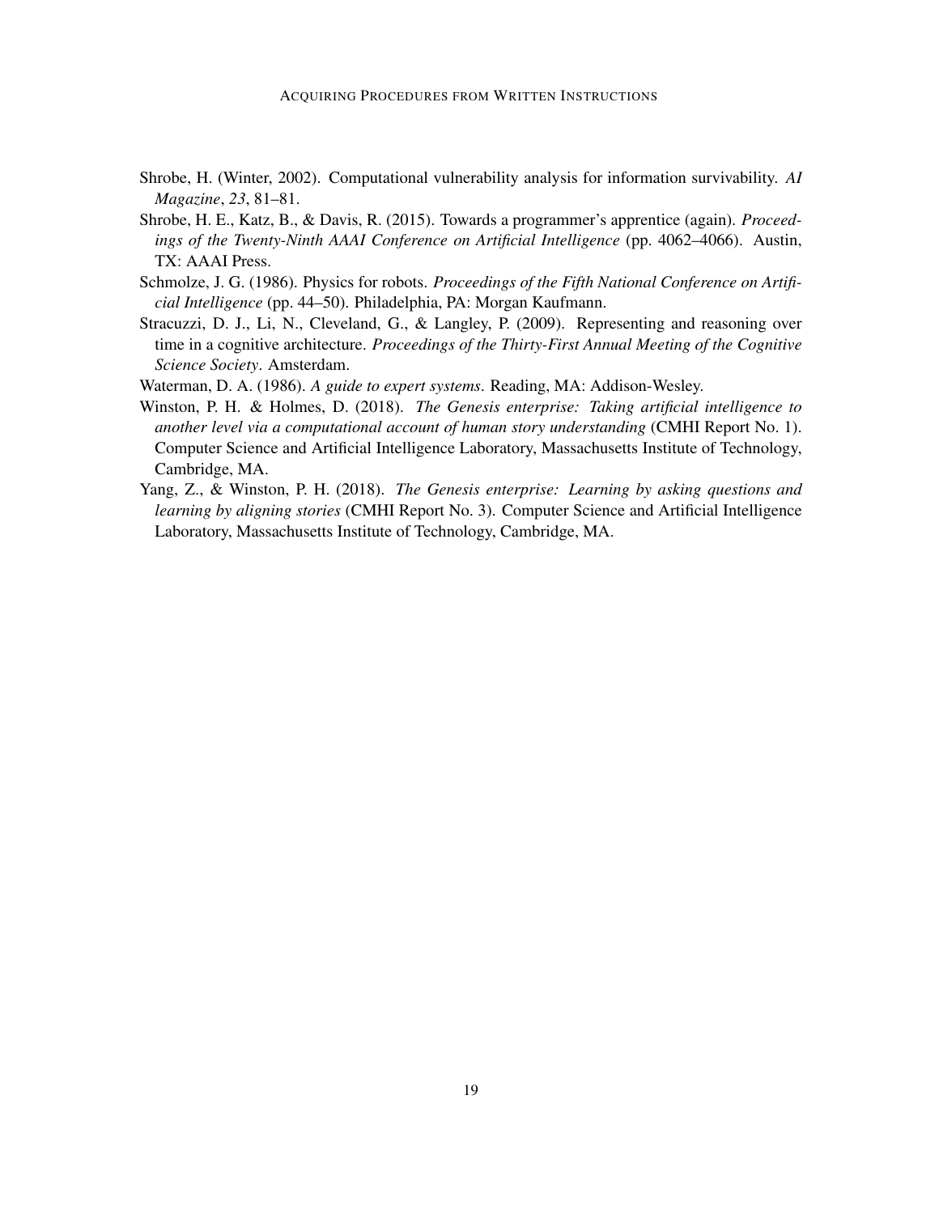Shrobe, H. (Winter, 2002). Computational vulnerability analysis for information survivability. *AI Magazine*, *23*, 81–81.

Shrobe, H. E., Katz, B., & Davis, R. (2015). Towards a programmer's apprentice (again). *Proceedings of the Twenty-Ninth AAAI Conference on Artificial Intelligence* (pp. 4062–4066). Austin, TX: AAAI Press.

Schmolze, J. G. (1986). Physics for robots. *Proceedings of the Fifth National Conference on Artificial Intelligence* (pp. 44–50). Philadelphia, PA: Morgan Kaufmann.

Stracuzzi, D. J., Li, N., Cleveland, G., & Langley, P. (2009). Representing and reasoning over time in a cognitive architecture. *Proceedings of the Thirty-First Annual Meeting of the Cognitive Science Society*. Amsterdam.

Waterman, D. A. (1986). *A guide to expert systems*. Reading, MA: Addison-Wesley.

Winston, P. H. & Holmes, D. (2018). *The Genesis enterprise: Taking artificial intelligence to another level via a computational account of human story understanding* (CMHI Report No. 1). Computer Science and Artificial Intelligence Laboratory, Massachusetts Institute of Technology, Cambridge, MA.

Yang, Z., & Winston, P. H. (2018). *The Genesis enterprise: Learning by asking questions and learning by aligning stories* (CMHI Report No. 3). Computer Science and Artificial Intelligence Laboratory, Massachusetts Institute of Technology, Cambridge, MA.